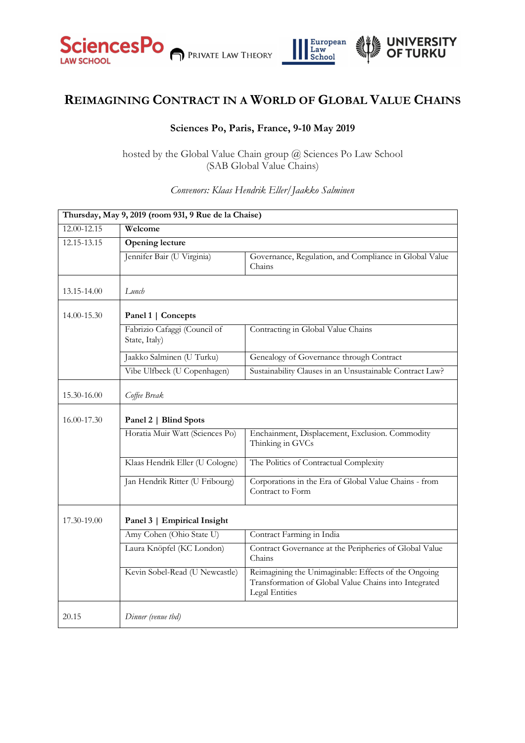SciencesPo LAW SCHOOL | Private Law Theory | European Law School | University of Turku

# Reimagining Contract in a World of Global Value Chains

**Sciences Po, Paris, France, 9-10 May 2019**

hosted by the Global Value Chain group @ Sciences Po Law School
(SAB Global Value Chains)

*Convenors: Klaas Hendrik Eller/Jaakko Salminen*

| **Thursday, May 9, 2019 (room 931, 9 Rue de la Chaise)** | | |
|---|---|---|
| 12.00-12.15 | **Welcome** | |
| 12.15-13.15 | **Opening lecture** | |
| | Jennifer Bair (U Virginia) | Governance, Regulation, and Compliance in Global Value Chains |
| 13.15-14.00 | *Lunch* | |
| 14.00-15.30 | **Panel 1 \| Concepts** | |
| | Fabrizio Cafaggi (Council of State, Italy) | Contracting in Global Value Chains |
| | Jaakko Salminen (U Turku) | Genealogy of Governance through Contract |
| | Vibe Ulfbeck (U Copenhagen) | Sustainability Clauses in an Unsustainable Contract Law? |
| 15.30-16.00 | *Coffee Break* | |
| 16.00-17.30 | **Panel 2 \| Blind Spots** | |
| | Horatia Muir Watt (Sciences Po) | Enchainment, Displacement, Exclusion. Commodity Thinking in GVCs |
| | Klaas Hendrik Eller (U Cologne) | The Politics of Contractual Complexity |
| | Jan Hendrik Ritter (U Fribourg) | Corporations in the Era of Global Value Chains - from Contract to Form |
| 17.30-19.00 | **Panel 3 \| Empirical Insight** | |
| | Amy Cohen (Ohio State U) | Contract Farming in India |
| | Laura Knöpfel (KC London) | Contract Governance at the Peripheries of Global Value Chains |
| | Kevin Sobel-Read (U Newcastle) | Reimagining the Unimaginable: Effects of the Ongoing Transformation of Global Value Chains into Integrated Legal Entities |
| 20.15 | *Dinner (venue tbd)* | |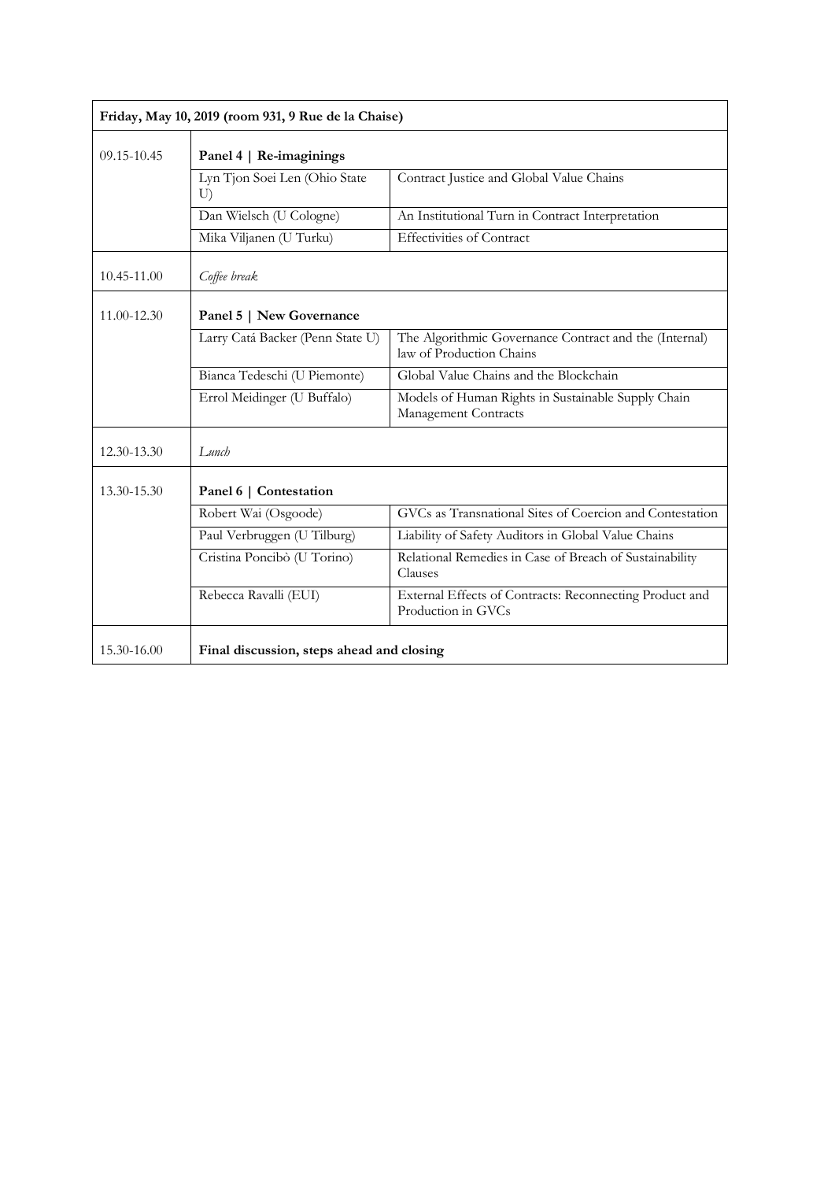| Friday, May 10, 2019 (room 931, 9 Rue de la Chaise) | | |
|---|---|---|
| 09.15-10.45 | **Panel 4 \| Re-imaginings** | |
| | Lyn Tjon Soei Len (Ohio State U) | Contract Justice and Global Value Chains |
| | Dan Wielsch (U Cologne) | An Institutional Turn in Contract Interpretation |
| | Mika Viljanen (U Turku) | Effectivities of Contract |
| 10.45-11.00 | *Coffee break* | |
| 11.00-12.30 | **Panel 5 \| New Governance** | |
| | Larry Catá Backer (Penn State U) | The Algorithmic Governance Contract and the (Internal) law of Production Chains |
| | Bianca Tedeschi (U Piemonte) | Global Value Chains and the Blockchain |
| | Errol Meidinger (U Buffalo) | Models of Human Rights in Sustainable Supply Chain Management Contracts |
| 12.30-13.30 | *Lunch* | |
| 13.30-15.30 | **Panel 6 \| Contestation** | |
| | Robert Wai (Osgoode) | GVCs as Transnational Sites of Coercion and Contestation |
| | Paul Verbruggen (U Tilburg) | Liability of Safety Auditors in Global Value Chains |
| | Cristina Poncibò (U Torino) | Relational Remedies in Case of Breach of Sustainability Clauses |
| | Rebecca Ravalli (EUI) | External Effects of Contracts: Reconnecting Product and Production in GVCs |
| 15.30-16.00 | **Final discussion, steps ahead and closing** | |